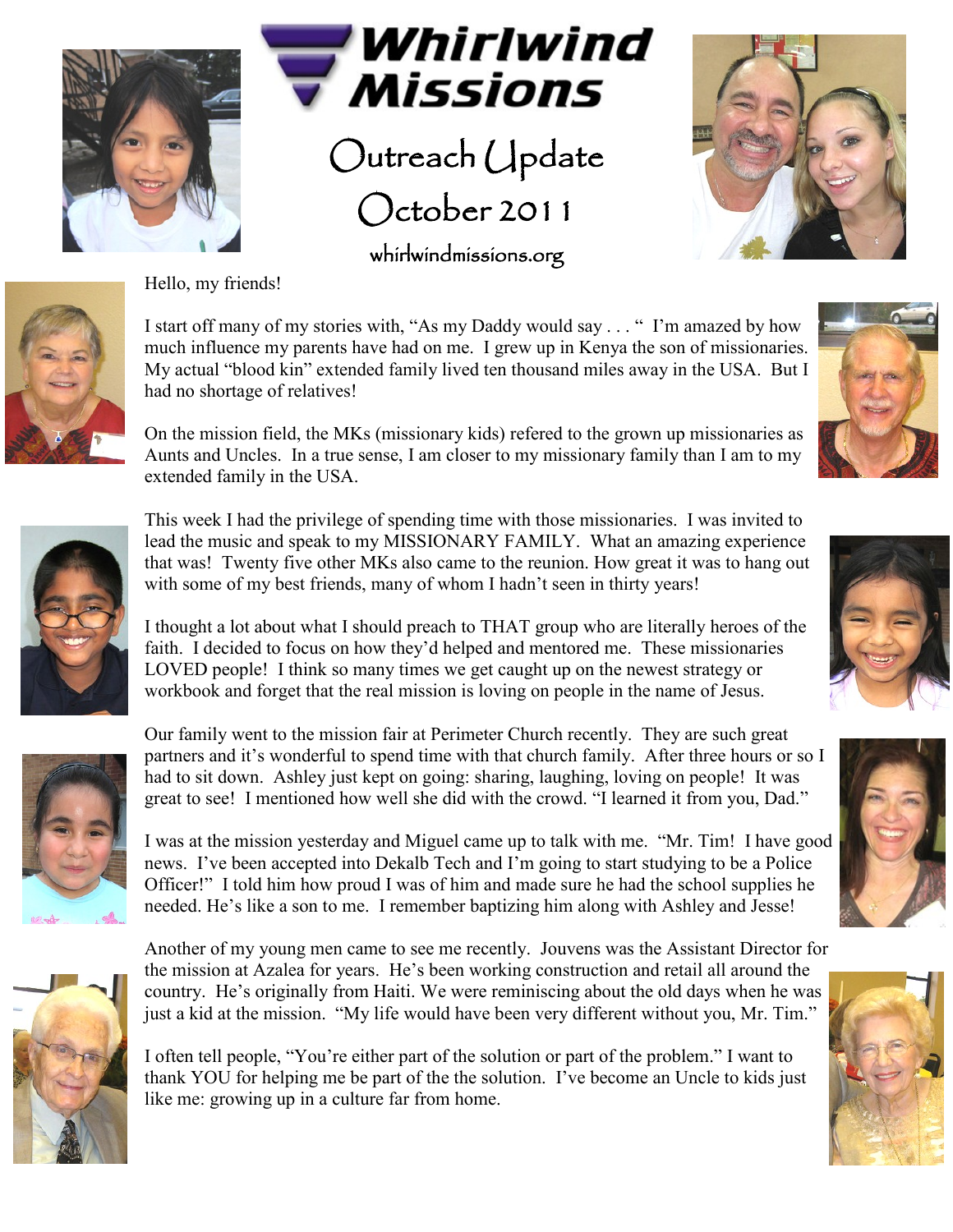# Whirlwind Missions

## Outreach Update

## October 2011

whirlwindmissions.org

Hello, my friends!

I start off many of my stories with, "As my Daddy would say . . . " I'm amazed by how much influence my parents have had on me. I grew up in Kenya the son of missionaries. My actual "blood kin" extended family lived ten thousand miles away in the USA. But I had no shortage of relatives!

On the mission field, the MKs (missionary kids) refered to the grown up missionaries as Aunts and Uncles. In a true sense, I am closer to my missionary family than I am to my extended family in the USA.

This week I had the privilege of spending time with those missionaries. I was invited to lead the music and speak to my MISSIONARY FAMILY. What an amazing experience that was! Twenty five other MKs also came to the reunion. How great it was to hang out with some of my best friends, many of whom I hadn't seen in thirty years!

I thought a lot about what I should preach to THAT group who are literally heroes of the faith. I decided to focus on how they'd helped and mentored me. These missionaries LOVED people! I think so many times we get caught up on the newest strategy or workbook and forget that the real mission is loving on people in the name of Jesus.

Our family went to the mission fair at Perimeter Church recently. They are such great partners and it's wonderful to spend time with that church family. After three hours or so I had to sit down. Ashley just kept on going: sharing, laughing, loving on people! It was great to see! I mentioned how well she did with the crowd. "I learned it from you, Dad."

I was at the mission yesterday and Miguel came up to talk with me. "Mr. Tim! I have good news. I've been accepted into Dekalb Tech and I'm going to start studying to be a Police Officer!" I told him how proud I was of him and made sure he had the school supplies he needed. He's like a son to me. I remember baptizing him along with Ashley and Jesse!

Another of my young men came to see me recently. Jouvens was the Assistant Director for the mission at Azalea for years. He's been working construction and retail all around the country. He's originally from Haiti. We were reminiscing about the old days when he was just a kid at the mission. "My life would have been very different without you, Mr. Tim."

I often tell people, "You're either part of the solution or part of the problem." I want to thank YOU for helping me be part of the the solution. I've become an Uncle to kids just like me: growing up in a culture far from home.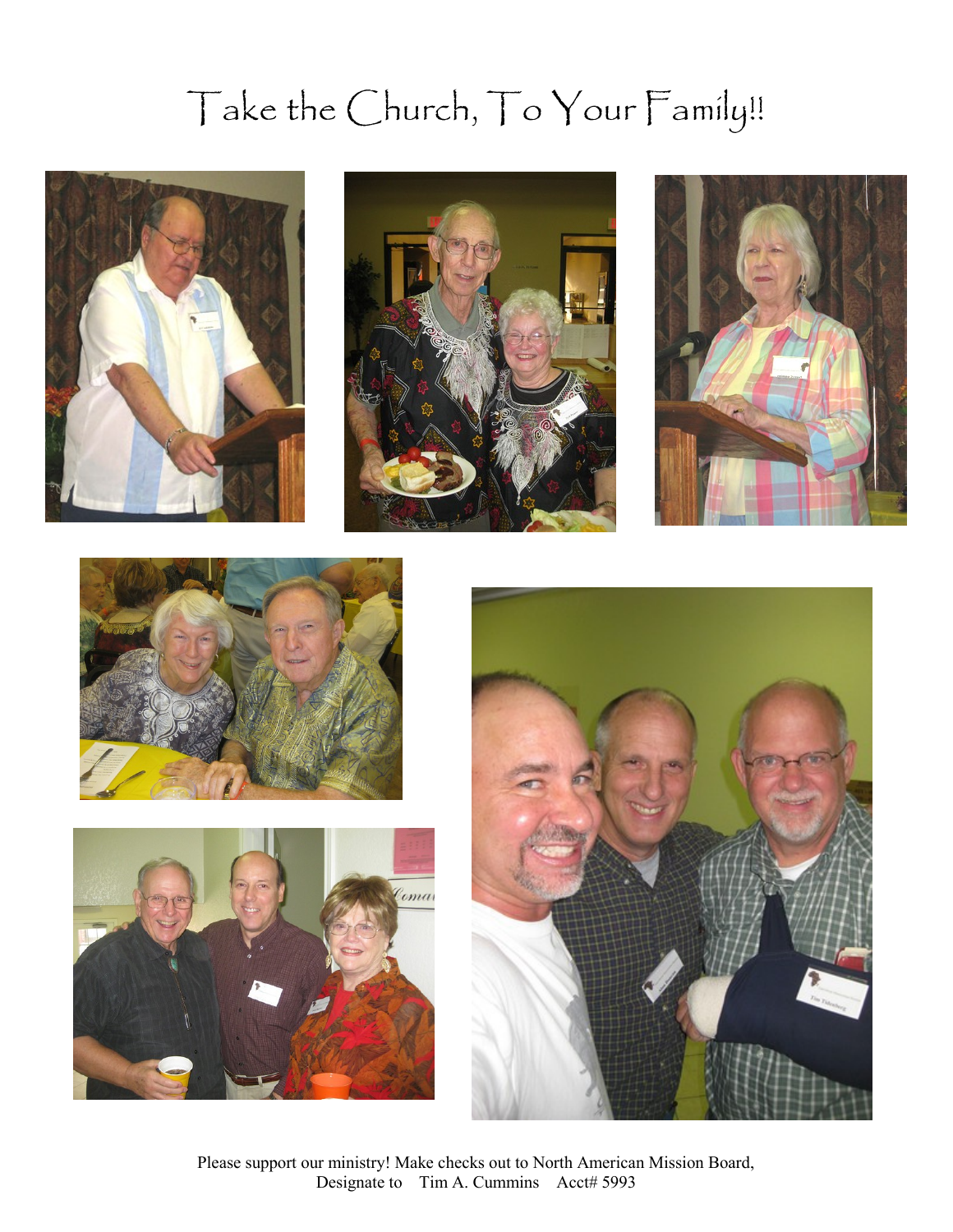# Take the Church, To Your Family!!

Please support our ministry! Make checks out to North American Mission Board, Designate to Tim A. Cummins Acct# 5993